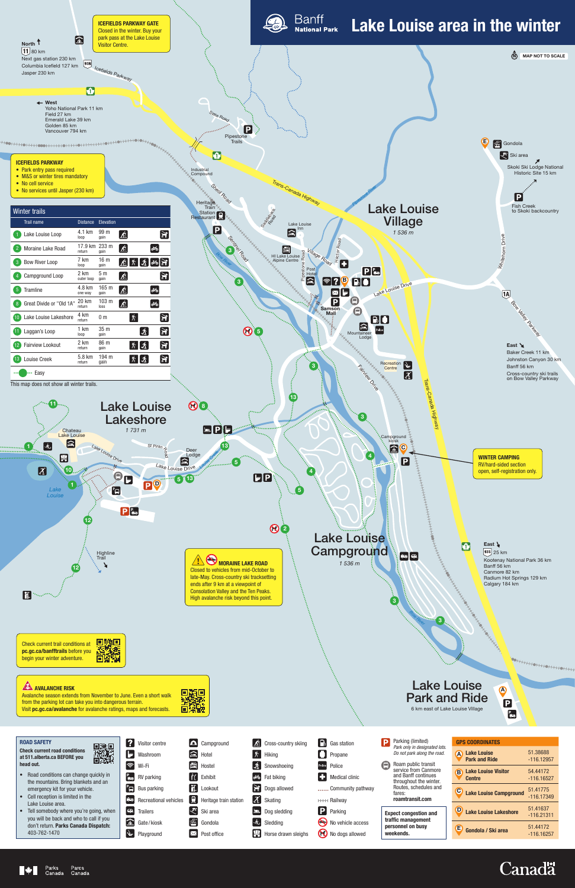# Banff National Park — Lake Louise area in the winter

MAP NOT TO SCALE

**ICEFIELDS PARKWAY GATE**
Closed in the winter. Buy your park pass at the Lake Louise Visitor Centre.

North
11 80 km
Next gas station 230 km
Columbia Icefield 127 km
Jasper 230 km

West
Yoho National Park 11 km
Field 27 km
Emerald Lake 39 km
Golden 85 km
Vancouver 794 km

**ICEFIELDS PARKWAY**
- Park entry pass required
- M&S or winter tires mandatory
- No cell service
- No services until Jasper (230 km)

## Winter trails

| Trail name | Distance | Elevation |
|---|---|---|
| 1 Lake Louise Loop | 4.1 km loop | 99 m gain |
| 2 Moraine Lake Road | 17.9 km return | 233 m gain |
| 3 Bow River Loop | 7 km loop | 16 m gain |
| 4 Campground Loop | 2 km outer loop | 5 m gain |
| 5 Tramline | 4.8 km one way | 165 m gain |
| 8 Great Divide or "Old 1A" | 20 km return | 103 m loss |
| 10 Lake Louise Lakeshore | 4 km return | 0 m |
| 11 Laggan's Loop | 1 km loop | 35 m gain |
| 12 Fairview Lookout | 2 km return | 86 m gain |
| 13 Louise Creek | 5.8 km return | 194 m gain |

··· Easy

This map does not show all winter trails.

## Lake Louise Village
1 536 m

## Lake Louise Lakeshore
1 731 m

## Lake Louise Campground
1 536 m

## Lake Louise Park and Ride
6 km east of Lake Louise Village

Gondola
Ski area
Skoki Ski Lodge National Historic Site 15 km
Fish Creek to Skoki backcountry

East
Baker Creek 11 km
Johnston Canyon 30 km
Banff 56 km
Cross-country ski trails on Bow Valley Parkway

East
93S 25 km
Kootenay National Park 36 km
Banff 56 km
Canmore 82 km
Radium Hot Springs 129 km
Calgary 184 km

**WINTER CAMPING**
RV/hard-sided section open, self-registration only.

**MORAINE LAKE ROAD**
Closed to vehicles from mid-October to late-May. Cross-country ski tracksetting ends after 9 km at a viewpoint of Consolation Valley and the Ten Peaks. High avalanche risk beyond this point.

Check current trail conditions at **pc.gc.ca/banfftrails** before you begin your winter adventure.

**AVALANCHE RISK**
Avalanche season extends from November to June. Even a short walk from the parking lot can take you into dangerous terrain. Visit **pc.gc.ca/avalanche** for avalanche ratings, maps and forecasts.

**ROAD SAFETY**
**Check current road conditions at 511.alberta.ca BEFORE you head out.**
- Road conditions can change quickly in the mountains. Bring blankets and an emergency kit for your vehicle.
- Cell reception is limited in the Lake Louise area.
- Tell somebody where you're going, when you will be back and who to call if you don't return. **Parks Canada Dispatch:** 403-762-1470

Legend: Visitor centre, Washroom, Wi-Fi, RV parking, Bus parking, Recreational vehicles, Trailers, Gate/kiosk, Playground, Campground, Hotel, Hostel, Exhibit, Lookout, Heritage train station, Ski area, Gondola, Post office, Cross-country skiing, Hiking, Snowshoeing, Fat biking, Skating, Dog sledding, Sledding, Horse drawn sleighs, Dogs allowed, Gas station, Propane, Police, Medical clinic, Community pathway, Railway, Parking, No vehicle access, No dogs allowed

Parking (limited) — *Park only in designated lots. Do not park along the road.*

Roam public transit service from Canmore and Banff continues throughout the winter. Routes, schedules and fares: **roamtransit.com**

**Expect congestion and traffic management personnel on busy weekends.**

## GPS COORDINATES

| | Location | Coordinates |
|---|---|---|
| A | Lake Louise Park and Ride | 51.38688, -116.12957 |
| B | Lake Louise Visitor Centre | 54.44172, -116.16527 |
| C | Lake Louise Campground | 51.41775, -116.17349 |
| D | Lake Louise Lakeshore | 51.41637, -116.21311 |
| E | Gondola / Ski area | 51.44172, -116.16257 |

Parks Canada / Parcs Canada — Canada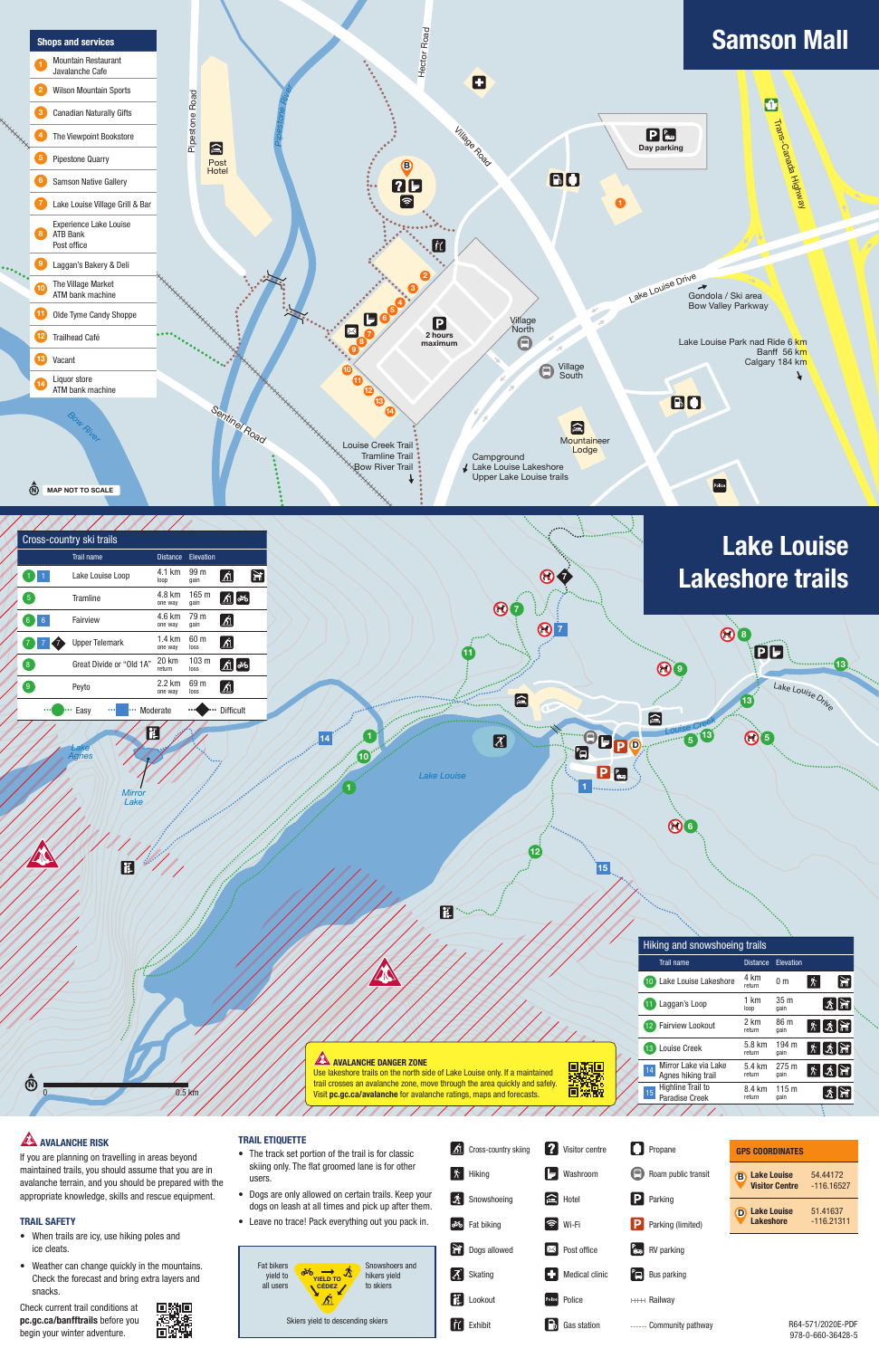# Samson Mall

## Shops and services

1. Mountain Restaurant, Javalanche Cafe
2. Wilson Mountain Sports
3. Canadian Naturally Gifts
4. The Viewpoint Bookstore
5. Pipestone Quarry
6. Samson Native Gallery
7. Lake Louise Village Grill & Bar
8. Experience Lake Louise, ATB Bank, Post office
9. Laggan's Bakery & Deli
10. The Village Market, ATM bank machine
11. Olde Tyme Candy Shoppe
12. Trailhead Café
13. Vacant
14. Liquor store, ATM bank machine

Hector Road
Pipestone Road
Pipestone River
Post Hotel
Village Road
Day parking
Trans-Canada Highway
2 hours maximum
Village North
Village South
Lake Louise Drive
Gondola / Ski area
Bow Valley Parkway
Lake Louise Park nad Ride 6 km
Banff 56 km
Calgary 184 km
Mountaineer Lodge
Sentinel Road
Bow River
Louise Creek Trail
Tramline Trail
Bow River Trail
Campground
Lake Louise Lakeshore
Upper Lake Louise trails

MAP NOT TO SCALE

# Lake Louise Lakeshore trails

## Cross-country ski trails

| | Trail name | Distance | Elevation |
|---|---|---|---|
| 1 | Lake Louise Loop | 4.1 km loop | 99 m gain |
| 5 | Tramline | 4.8 km one way | 165 m gain |
| 6 | Fairview | 4.6 km one way | 79 m gain |
| 7 | Upper Telemark | 1.4 km one way | 60 m loss |
| 8 | Great Divide or "Old 1A" | 20 km return | 103 m loss |
| 9 | Peyto | 2.2 km one way | 69 m loss |

Easy · Moderate · Difficult

Lake Agnes
Mirror Lake
Lake Louise
Louise Creek
Lake Louise Drive

0 — 0.5 km

## Hiking and snowshoeing trails

| | Trail name | Distance | Elevation |
|---|---|---|---|
| 10 | Lake Louise Lakeshore | 4 km return | 0 m |
| 11 | Laggan's Loop | 1 km loop | 35 m gain |
| 12 | Fairview Lookout | 2 km return | 86 m gain |
| 13 | Louise Creek | 5.8 km return | 194 m gain |
| 14 | Mirror Lake via Lake Agnes hiking trail | 5.4 km return | 275 m gain |
| 15 | Highline Trail to Paradise Creek | 8.4 km return | 115 m gain |

### AVALANCHE DANGER ZONE

Use lakeshore trails on the north side of Lake Louise only. If a maintained trail crosses an avalanche zone, move through the area quickly and safely. Visit **pc.gc.ca/avalanche** for avalanche ratings, maps and forecasts.

## AVALANCHE RISK

If you are planning on travelling in areas beyond maintained trails, you should assume that you are in avalanche terrain, and you should be prepared with the appropriate knowledge, skills and rescue equipment.

## TRAIL SAFETY

- When trails are icy, use hiking poles and ice cleats.
- Weather can change quickly in the mountains. Check the forecast and bring extra layers and snacks.

Check current trail conditions at **pc.gc.ca/banfftrails** before you begin your winter adventure.

## TRAIL ETIQUETTE

- The track set portion of the trail is for classic skiing only. The flat groomed lane is for other users.
- Dogs are only allowed on certain trails. Keep your dogs on leash at all times and pick up after them.
- Leave no trace! Pack everything out you pack in.

Fat bikers yield to all users · YIELD TO CÉDEZ · Snowshoers and hikers yield to skiers

Skiers yield to descending skiers

Cross-country skiing · Hiking · Snowshoeing · Fat biking · Dogs allowed · Skating · Lookout · Exhibit · Visitor centre · Washroom · Hotel · Wi-Fi · Post office · Medical clinic · Police · Gas station · Propane · Roam public transit · Parking · Parking (limited) · RV parking · Bus parking · Railway · Community pathway

## GPS COORDINATES

| | | |
|---|---|---|
| B | Lake Louise Visitor Centre | 54.44172, -116.16527 |
| D | Lake Louise Lakeshore | 51.41637, -116.21311 |

R64-571/2020E-PDF
978-0-660-36428-5